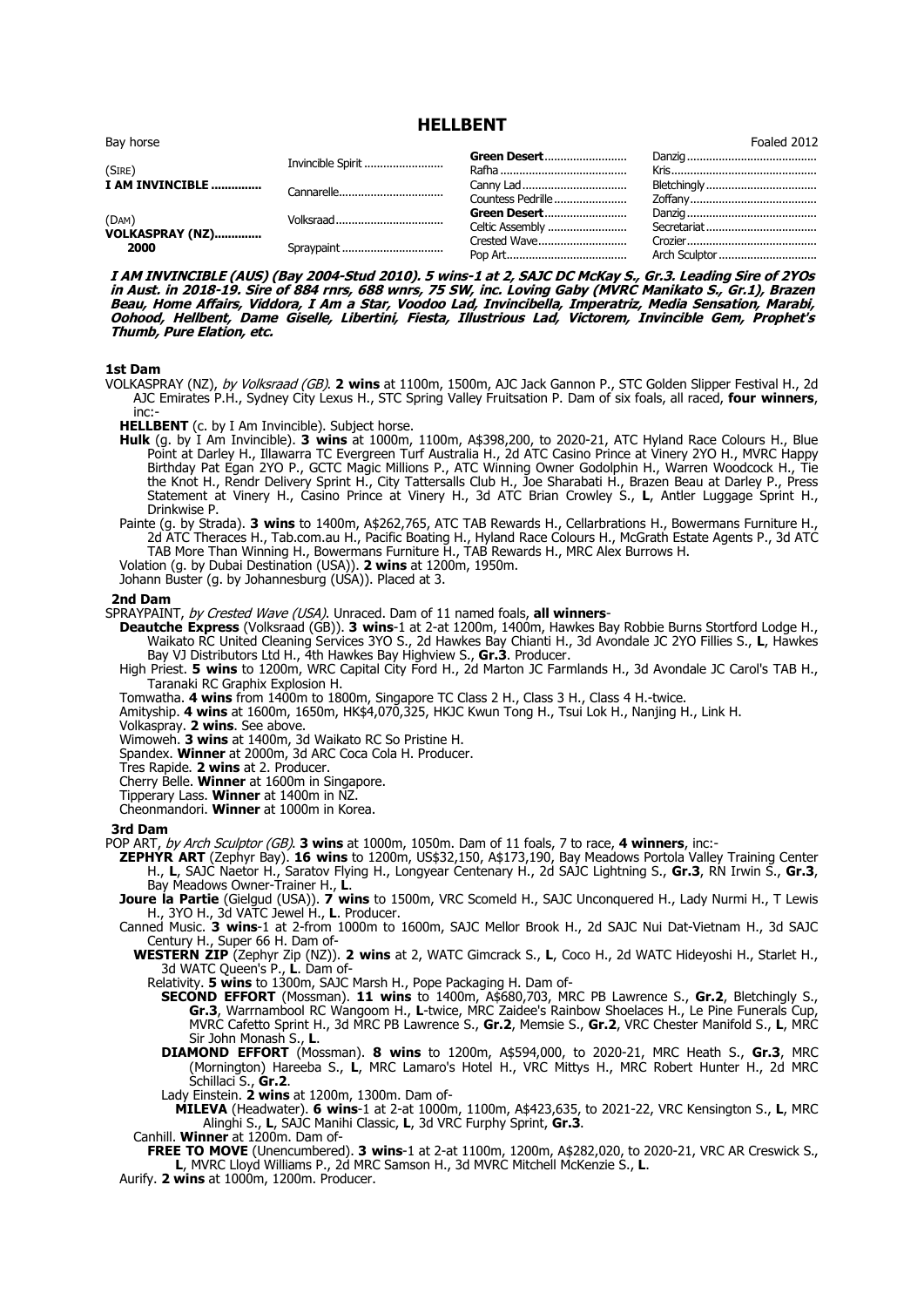# HELLBENT

Bay horse | Foaled 2012

| | | | |
|---|---|---|---|
| (SIRE) **I AM INVINCIBLE** | Invincible Spirit | **Green Desert** | Danzig |
| | | Rafha | Kris |
| | Cannarelle | Canny Lad | Bletchingly |
| | | Countess Pedrille | Zoffany |
| (DAM) **VOLKASPRAY (NZ)** **2000** | Volksraad | **Green Desert** | Danzig |
| | | Celtic Assembly | Secretariat |
| | Spraypaint | Crested Wave | Crozier |
| | | Pop Art | Arch Sculptor |

***I AM INVINCIBLE (AUS) (Bay 2004-Stud 2010). 5 wins-1 at 2, SAJC DC McKay S., Gr.3. Leading Sire of 2YOs in Aust. in 2018-19. Sire of 884 rnrs, 688 wnrs, 75 SW, inc. Loving Gaby (MVRC Manikato S., Gr.1), Brazen Beau, Home Affairs, Viddora, I Am a Star, Voodoo Lad, Invincibella, Imperatriz, Media Sensation, Marabi, Oohood, Hellbent, Dame Giselle, Libertini, Fiesta, Illustrious Lad, Victorem, Invincible Gem, Prophet's Thumb, Pure Elation, etc.***

## 1st Dam

VOLKASPRAY (NZ), *by Volksraad (GB)*. **2 wins** at 1100m, 1500m, AJC Jack Gannon P., STC Golden Slipper Festival H., 2d AJC Emirates P.H., Sydney City Lexus H., STC Spring Valley Fruitsation P. Dam of six foals, all raced, **four winners**, inc:-

**HELLBENT** (c. by I Am Invincible). Subject horse.

**Hulk** (g. by I Am Invincible). **3 wins** at 1000m, 1100m, A$398,200, to 2020-21, ATC Hyland Race Colours H., Blue Point at Darley H., Illawarra TC Evergreen Turf Australia H., 2d ATC Casino Prince at Vinery 2YO H., MVRC Happy Birthday Pat Egan 2YO P., GCTC Magic Millions P., ATC Winning Owner Godolphin H., Warren Woodcock H., Tie the Knot H., Rendr Delivery Sprint H., City Tattersalls Club H., Joe Sharabati H., Brazen Beau at Darley P., Press Statement at Vinery H., Casino Prince at Vinery H., 3d ATC Brian Crowley S., **L**, Antler Luggage Sprint H., Drinkwise P.

Painte (g. by Strada). **3 wins** to 1400m, A$262,765, ATC TAB Rewards H., Cellarbrations H., Bowermans Furniture H., 2d ATC Theraces H., Tab.com.au H., Pacific Boating H., Hyland Race Colours H., McGrath Estate Agents P., 3d ATC TAB More Than Winning H., Bowermans Furniture H., TAB Rewards H., MRC Alex Burrows H.

Volation (g. by Dubai Destination (USA)). **2 wins** at 1200m, 1950m.

Johann Buster (g. by Johannesburg (USA)). Placed at 3.

## 2nd Dam

SPRAYPAINT, *by Crested Wave (USA)*. Unraced. Dam of 11 named foals, **all winners**-

**Deautche Express** (Volksraad (GB)). **3 wins**-1 at 2-at 1200m, 1400m, Hawkes Bay Robbie Burns Stortford Lodge H., Waikato RC United Cleaning Services 3YO S., 2d Hawkes Bay Chianti H., 3d Avondale JC 2YO Fillies S., **L**, Hawkes Bay VJ Distributors Ltd H., 4th Hawkes Bay Highview S., **Gr.3**. Producer.

High Priest. **5 wins** to 1200m, WRC Capital City Ford H., 2d Marton JC Farmlands H., 3d Avondale JC Carol's TAB H., Taranaki RC Graphix Explosion H.

Tomwatha. **4 wins** from 1400m to 1800m, Singapore TC Class 2 H., Class 3 H., Class 4 H.-twice.

Amityship. **4 wins** at 1600m, 1650m, HK$4,070,325, HKJC Kwun Tong H., Tsui Lok H., Nanjing H., Link H.

Volkaspray. **2 wins**. See above.

Wimoweh. **3 wins** at 1400m, 3d Waikato RC So Pristine H.

Spandex. **Winner** at 2000m, 3d ARC Coca Cola H. Producer.

Tres Rapide. **2 wins** at 2. Producer.

Cherry Belle. **Winner** at 1600m in Singapore.

Tipperary Lass. **Winner** at 1400m in NZ.

Cheonmandori. **Winner** at 1000m in Korea.

## 3rd Dam

POP ART, *by Arch Sculptor (GB)*. **3 wins** at 1000m, 1050m. Dam of 11 foals, 7 to race, **4 winners**, inc:-

**ZEPHYR ART** (Zephyr Bay). **16 wins** to 1200m, US$32,150, A$173,190, Bay Meadows Portola Valley Training Center H., **L**, SAJC Naetor H., Saratov Flying H., Longyear Centenary H., 2d SAJC Lightning S., **Gr.3**, RN Irwin S., **Gr.3**, Bay Meadows Owner-Trainer H., **L**.

**Joure la Partie** (Gielgud (USA)). **7 wins** to 1500m, VRC Scomeld H., SAJC Unconquered H., Lady Nurmi H., T Lewis H., 3YO H., 3d VATC Jewel H., **L**. Producer.

Canned Music. **3 wins**-1 at 2-from 1000m to 1600m, SAJC Mellor Brook H., 2d SAJC Nui Dat-Vietnam H., 3d SAJC Century H., Super 66 H. Dam of-

**WESTERN ZIP** (Zephyr Zip (NZ)). **2 wins** at 2, WATC Gimcrack S., **L**, Coco H., 2d WATC Hideyoshi H., Starlet H., 3d WATC Queen's P., **L**. Dam of-

Relativity. **5 wins** to 1300m, SAJC Marsh H., Pope Packaging H. Dam of-

**SECOND EFFORT** (Mossman). **11 wins** to 1400m, A$680,703, MRC PB Lawrence S., **Gr.2**, Bletchingly S., **Gr.3**, Warrnambool RC Wangoom H., **L**-twice, MRC Zaidee's Rainbow Shoelaces H., Le Pine Funerals Cup, MVRC Cafetto Sprint H., 3d MRC PB Lawrence S., **Gr.2**, Memsie S., **Gr.2**, VRC Chester Manifold S., **L**, MRC Sir John Monash S., **L**.

**DIAMOND EFFORT** (Mossman). **8 wins** to 1200m, A$594,000, to 2020-21, MRC Heath S., **Gr.3**, MRC (Mornington) Hareeba S., **L**, MRC Lamaro's Hotel H., VRC Mittys H., MRC Robert Hunter H., 2d MRC Schillaci S., **Gr.2**.

Lady Einstein. **2 wins** at 1200m, 1300m. Dam of-

**MILEVA** (Headwater). **6 wins**-1 at 2-at 1000m, 1100m, A$423,635, to 2021-22, VRC Kensington S., **L**, MRC Alinghi S., **L**, SAJC Manihi Classic, **L**, 3d VRC Furphy Sprint, **Gr.3**.

Canhill. **Winner** at 1200m. Dam of-

**FREE TO MOVE** (Unencumbered). **3 wins**-1 at 2-at 1100m, 1200m, A$282,020, to 2020-21, VRC AR Creswick S., **L**, MVRC Lloyd Williams P., 2d MRC Samson H., 3d MVRC Mitchell McKenzie S., **L**.

Aurify. **2 wins** at 1000m, 1200m. Producer.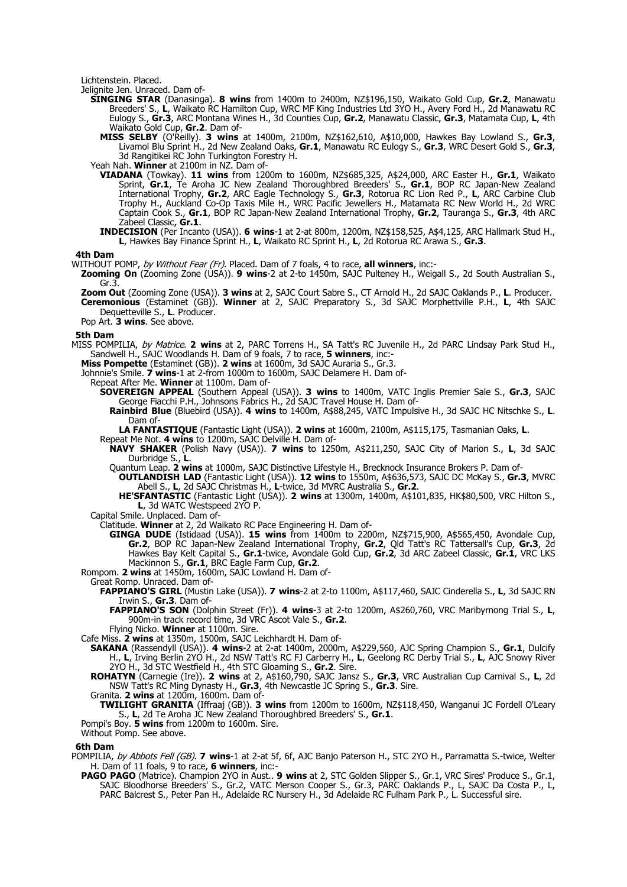Lichtenstein. Placed.

Jelignite Jen. Unraced. Dam of-

**SINGING STAR** (Danasinga). **8 wins** from 1400m to 2400m, NZ$196,150, Waikato Gold Cup, **Gr.2**, Manawatu Breeders' S., **L**, Waikato RC Hamilton Cup, WRC MF King Industries Ltd 3YO H., Avery Ford H., 2d Manawatu RC Eulogy S., **Gr.3**, ARC Montana Wines H., 3d Counties Cup, **Gr.2**, Manawatu Classic, **Gr.3**, Matamata Cup, **L**, 4th Waikato Gold Cup, **Gr.2**. Dam of-

**MISS SELBY** (O'Reilly). **3 wins** at 1400m, 2100m, NZ$162,610, A$10,000, Hawkes Bay Lowland S., **Gr.3**, Livamol Blu Sprint H., 2d New Zealand Oaks, **Gr.1**, Manawatu RC Eulogy S., **Gr.3**, WRC Desert Gold S., **Gr.3**, 3d Rangitikei RC John Turkington Forestry H.

Yeah Nah. **Winner** at 2100m in NZ. Dam of-

**VIADANA** (Towkay). **11 wins** from 1200m to 1600m, NZ$685,325, A$24,000, ARC Easter H., **Gr.1**, Waikato Sprint, **Gr.1**, Te Aroha JC New Zealand Thoroughbred Breeders' S., **Gr.1**, BOP RC Japan-New Zealand International Trophy, **Gr.2**, ARC Eagle Technology S., **Gr.3**, Rotorua RC Lion Red P., **L**, ARC Carbine Club Trophy H., Auckland Co-Op Taxis Mile H., WRC Pacific Jewellers H., Matamata RC New World H., 2d WRC Captain Cook S., **Gr.1**, BOP RC Japan-New Zealand International Trophy, **Gr.2**, Tauranga S., **Gr.3**, 4th ARC Zabeel Classic, **Gr.1**.

**INDECISION** (Per Incanto (USA)). **6 wins**-1 at 2-at 800m, 1200m, NZ$158,525, A$4,125, ARC Hallmark Stud H., **L**, Hawkes Bay Finance Sprint H., **L**, Waikato RC Sprint H., **L**, 2d Rotorua RC Arawa S., **Gr.3**.

## 4th Dam

WITHOUT POMP, *by Without Fear (Fr)*. Placed. Dam of 7 foals, 4 to race, **all winners**, inc:-

**Zooming On** (Zooming Zone (USA)). **9 wins**-2 at 2-to 1450m, SAJC Pulteney H., Weigall S., 2d South Australian S., Gr.3.

**Zoom Out** (Zooming Zone (USA)). **3 wins** at 2, SAJC Court Sabre S., CT Arnold H., 2d SAJC Oaklands P., **L**. Producer.

**Ceremonious** (Estaminet (GB)). **Winner** at 2, SAJC Preparatory S., 3d SAJC Morphettville P.H., **L**, 4th SAJC Dequetteville S., **L**. Producer.

Pop Art. **3 wins**. See above.

## 5th Dam

MISS POMPILIA, *by Matrice*. **2 wins** at 2, PARC Torrens H., SA Tatt's RC Juvenile H., 2d PARC Lindsay Park Stud H., Sandwell H., SAJC Woodlands H. Dam of 9 foals, 7 to race, **5 winners**, inc:-

**Miss Pompette** (Estaminet (GB)). **2 wins** at 1600m, 3d SAJC Auraria S., Gr.3.

Johnnie's Smile. **7 wins**-1 at 2-from 1000m to 1600m, SAJC Delamere H. Dam of-

Repeat After Me. **Winner** at 1100m. Dam of-

**SOVEREIGN APPEAL** (Southern Appeal (USA)). **3 wins** to 1400m, VATC Inglis Premier Sale S., **Gr.3**, SAJC George Fiacchi P.H., Johnsons Fabrics H., 2d SAJC Travel House H. Dam of-

**Rainbird Blue** (Bluebird (USA)). **4 wins** to 1400m, A$88,245, VATC Impulsive H., 3d SAJC HC Nitschke S., **L**. Dam of-

**LA FANTASTIQUE** (Fantastic Light (USA)). **2 wins** at 1600m, 2100m, A$115,175, Tasmanian Oaks, **L**.

Repeat Me Not. **4 wins** to 1200m, SAJC Delville H. Dam of-

**NAVY SHAKER** (Polish Navy (USA)). **7 wins** to 1250m, A$211,250, SAJC City of Marion S., **L**, 3d SAJC Durbridge S., **L**.

Quantum Leap. **2 wins** at 1000m, SAJC Distinctive Lifestyle H., Brecknock Insurance Brokers P. Dam of-

**OUTLANDISH LAD** (Fantastic Light (USA)). **12 wins** to 1550m, A$636,573, SAJC DC McKay S., **Gr.3**, MVRC Abell S., **L**, 2d SAJC Christmas H., **L**-twice, 3d MVRC Australia S., **Gr.2**.

**HE'SFANTASTIC** (Fantastic Light (USA)). **2 wins** at 1300m, 1400m, A$101,835, HK$80,500, VRC Hilton S., **L**, 3d WATC Westspeed 2YO P.

Capital Smile. Unplaced. Dam of-

Clatitude. **Winner** at 2, 2d Waikato RC Pace Engineering H. Dam of-

**GINGA DUDE** (Istidaad (USA)). **15 wins** from 1400m to 2200m, NZ$715,900, A$565,450, Avondale Cup, **Gr.2**, BOP RC Japan-New Zealand International Trophy, **Gr.2**, Qld Tatt's RC Tattersall's Cup, **Gr.3**, 2d Hawkes Bay Kelt Capital S., **Gr.1**-twice, Avondale Gold Cup, **Gr.2**, 3d ARC Zabeel Classic, **Gr.1**, VRC LKS Mackinnon S., **Gr.1**, BRC Eagle Farm Cup, **Gr.2**.

Rompom. **2 wins** at 1450m, 1600m, SAJC Lowland H. Dam of-

Great Romp. Unraced. Dam of-

**FAPPIANO'S GIRL** (Mustin Lake (USA)). **7 wins**-2 at 2-to 1100m, A$117,460, SAJC Cinderella S., **L**, 3d SAJC RN Irwin S., **Gr.3**. Dam of-

**FAPPIANO'S SON** (Dolphin Street (Fr)). **4 wins**-3 at 2-to 1200m, A$260,760, VRC Maribyrnong Trial S., **L**, 900m-in track record time, 3d VRC Ascot Vale S., **Gr.2**.

Flying Nicko. **Winner** at 1100m. Sire.

Cafe Miss. **2 wins** at 1350m, 1500m, SAJC Leichhardt H. Dam of-

**SAKANA** (Rassendyll (USA)). **4 wins**-2 at 2-at 1400m, 2000m, A$229,560, AJC Spring Champion S., **Gr.1**, Dulcify H., **L**, Irving Berlin 2YO H., 2d NSW Tatt's RC FJ Carberry H., **L**, Geelong RC Derby Trial S., **L**, AJC Snowy River 2YO H., 3d STC Westfield H., 4th STC Gloaming S., **Gr.2**. Sire.

**ROHATYN** (Carnegie (Ire)). **2 wins** at 2, A$160,790, SAJC Jansz S., **Gr.3**, VRC Australian Cup Carnival S., **L**, 2d NSW Tatt's RC Ming Dynasty H., **Gr.3**, 4th Newcastle JC Spring S., **Gr.3**. Sire.

Granita. **2 wins** at 1200m, 1600m. Dam of-

**TWILIGHT GRANITA** (Iffraaj (GB)). **3 wins** from 1200m to 1600m, NZ$118,450, Wanganui JC Fordell O'Leary S., **L**, 2d Te Aroha JC New Zealand Thoroughbred Breeders' S., **Gr.1**.

Pompi's Boy. **5 wins** from 1200m to 1600m. Sire.

Without Pomp. See above.

## 6th Dam

POMPILIA, *by Abbots Fell (GB)*. **7 wins**-1 at 2-at 5f, 6f, AJC Banjo Paterson H., STC 2YO H., Parramatta S.-twice, Welter H. Dam of 11 foals, 9 to race, **6 winners**, inc:-

**PAGO PAGO** (Matrice). Champion 2YO in Aust.. **9 wins** at 2, STC Golden Slipper S., Gr.1, VRC Sires' Produce S., Gr.1, SAJC Bloodhorse Breeders' S., Gr.2, VATC Merson Cooper S., Gr.3, PARC Oaklands P., L, SAJC Da Costa P., L, PARC Balcrest S., Peter Pan H., Adelaide RC Nursery H., 3d Adelaide RC Fulham Park P., L. Successful sire.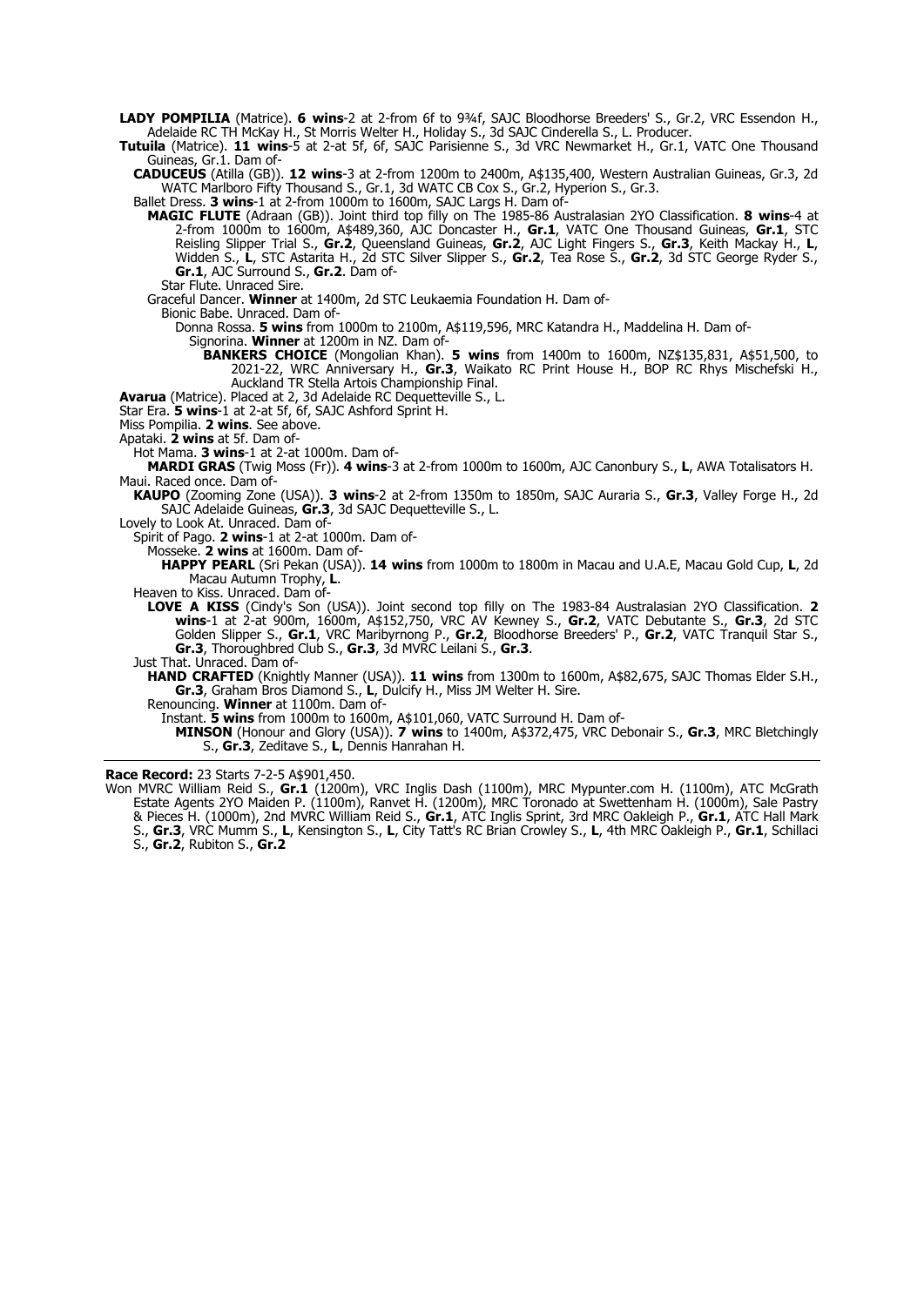**LADY POMPILIA** (Matrice). **6 wins**-2 at 2-from 6f to 9¾f, SAJC Bloodhorse Breeders' S., Gr.2, VRC Essendon H., Adelaide RC TH McKay H., St Morris Welter H., Holiday S., 3d SAJC Cinderella S., L. Producer.

**Tutuila** (Matrice). **11 wins**-5 at 2-at 5f, 6f, SAJC Parisienne S., 3d VRC Newmarket H., Gr.1, VATC One Thousand Guineas, Gr.1. Dam of-

**CADUCEUS** (Atilla (GB)). **12 wins**-3 at 2-from 1200m to 2400m, A$135,400, Western Australian Guineas, Gr.3, 2d WATC Marlboro Fifty Thousand S., Gr.1, 3d WATC CB Cox S., Gr.2, Hyperion S., Gr.3.

Ballet Dress. **3 wins**-1 at 2-from 1000m to 1600m, SAJC Largs H. Dam of-

**MAGIC FLUTE** (Adraan (GB)). Joint third top filly on The 1985-86 Australasian 2YO Classification. **8 wins**-4 at 2-from 1000m to 1600m, A$489,360, AJC Doncaster H., **Gr.1**, VATC One Thousand Guineas, **Gr.1**, STC Reisling Slipper Trial S., **Gr.2**, Queensland Guineas, **Gr.2**, AJC Light Fingers S., **Gr.3**, Keith Mackay H., **L**, Widden S., **L**, STC Astarita H., 2d STC Silver Slipper S., **Gr.2**, Tea Rose S., **Gr.2**, 3d STC George Ryder S., **Gr.1**, AJC Surround S., **Gr.2**. Dam of-

Star Flute. Unraced Sire.

Graceful Dancer. **Winner** at 1400m, 2d STC Leukaemia Foundation H. Dam of-

Bionic Babe. Unraced. Dam of-

Donna Rossa. **5 wins** from 1000m to 2100m, A$119,596, MRC Katandra H., Maddelina H. Dam of-

Signorina. **Winner** at 1200m in NZ. Dam of-

**BANKERS CHOICE** (Mongolian Khan). **5 wins** from 1400m to 1600m, NZ$135,831, A$51,500, to 2021-22, WRC Anniversary H., **Gr.3**, Waikato RC Print House H., BOP RC Rhys Mischefski H., Auckland TR Stella Artois Championship Final.

**Avarua** (Matrice). Placed at 2, 3d Adelaide RC Dequetteville S., L.

Star Era. **5 wins**-1 at 2-at 5f, 6f, SAJC Ashford Sprint H.

Miss Pompilia. **2 wins**. See above.

Apataki. **2 wins** at 5f. Dam of-

Hot Mama. **3 wins**-1 at 2-at 1000m. Dam of-

**MARDI GRAS** (Twig Moss (Fr)). **4 wins**-3 at 2-from 1000m to 1600m, AJC Canonbury S., **L**, AWA Totalisators H.

Maui. Raced once. Dam of-

**KAUPO** (Zooming Zone (USA)). **3 wins**-2 at 2-from 1350m to 1850m, SAJC Auraria S., **Gr.3**, Valley Forge H., 2d SAJC Adelaide Guineas, **Gr.3**, 3d SAJC Dequetteville S., L.

Lovely to Look At. Unraced. Dam of-

Spirit of Pago. **2 wins**-1 at 2-at 1000m. Dam of-

Mosseke. **2 wins** at 1600m. Dam of-

**HAPPY PEARL** (Sri Pekan (USA)). **14 wins** from 1000m to 1800m in Macau and U.A.E, Macau Gold Cup, **L**, 2d Macau Autumn Trophy, **L**.

Heaven to Kiss. Unraced. Dam of-

**LOVE A KISS** (Cindy's Son (USA)). Joint second top filly on The 1983-84 Australasian 2YO Classification. **2 wins**-1 at 2-at 900m, 1600m, A$152,750, VRC AV Kewney S., **Gr.2**, VATC Debutante S., **Gr.3**, 2d STC Golden Slipper S., **Gr.1**, VRC Maribyrnong P., **Gr.2**, Bloodhorse Breeders' P., **Gr.2**, VATC Tranquil Star S., **Gr.3**, Thoroughbred Club S., **Gr.3**, 3d MVRC Leilani S., **Gr.3**.

Just That. Unraced. Dam of-

**HAND CRAFTED** (Knightly Manner (USA)). **11 wins** from 1300m to 1600m, A$82,675, SAJC Thomas Elder S.H., **Gr.3**, Graham Bros Diamond S., **L**, Dulcify H., Miss JM Welter H. Sire.

Renouncing. **Winner** at 1100m. Dam of-

Instant. **5 wins** from 1000m to 1600m, A$101,060, VATC Surround H. Dam of-

**MINSON** (Honour and Glory (USA)). **7 wins** to 1400m, A$372,475, VRC Debonair S., **Gr.3**, MRC Bletchingly S., **Gr.3**, Zeditave S., **L**, Dennis Hanrahan H.

---

**Race Record:** 23 Starts 7-2-5 A$901,450.

Won MVRC William Reid S., **Gr.1** (1200m), VRC Inglis Dash (1100m), MRC Mypunter.com H. (1100m), ATC McGrath Estate Agents 2YO Maiden P. (1100m), Ranvet H. (1200m), MRC Toronado at Swettenham H. (1000m), Sale Pastry & Pieces H. (1000m), 2nd MVRC William Reid S., **Gr.1**, ATC Inglis Sprint, 3rd MRC Oakleigh P., **Gr.1**, ATC Hall Mark S., **Gr.3**, VRC Mumm S., **L**, Kensington S., **L**, City Tatt's RC Brian Crowley S., **L**, 4th MRC Oakleigh P., **Gr.1**, Schillaci S., **Gr.2**, Rubiton S., **Gr.2**